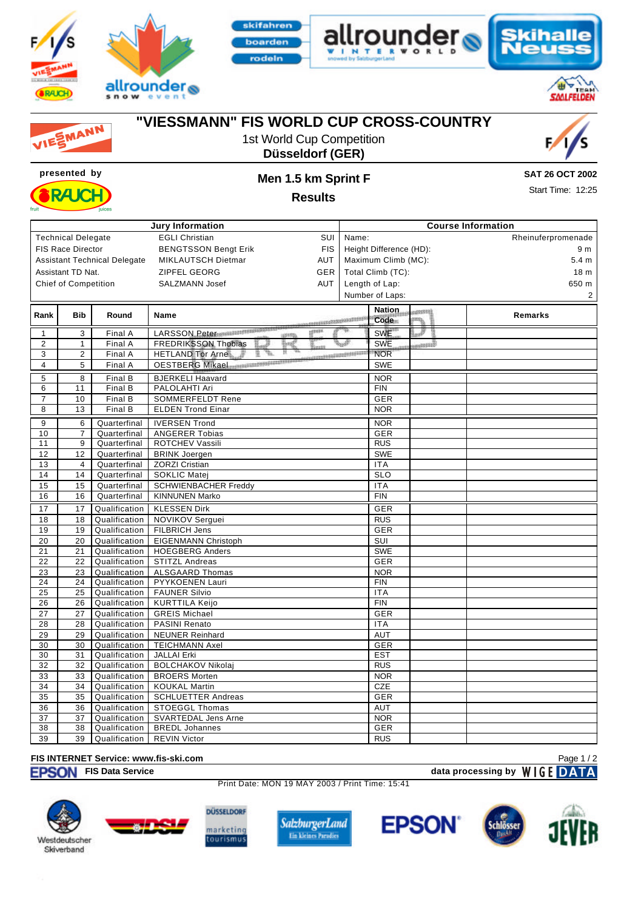# "VIESSMANN" FIS WORLD CUP CROSS-COUNTRY

1st World Cup Competition

**Düsseldorf (GER)**

**presented by**

## Men 1.5 km Sprint F

**Results**

**SAT 26 OCT 2002**

Start Time: 12:25

| Jury Information | | |
|---|---|---|
| Technical Delegate | EGLI Christian | SUI |
| FIS Race Director | BENGTSSON Bengt Erik | FIS |
| Assistant Technical Delegate | MIKLAUTSCH Dietmar | AUT |
| Assistant TD Nat. | ZIPFEL GEORG | GER |
| Chief of Competition | SALZMANN Josef | AUT |

| Course Information | |
|---|---|
| Name: | Rheinuferpromenade |
| Height Difference (HD): | 9 m |
| Maximum Climb (MC): | 5.4 m |
| Total Climb (TC): | 18 m |
| Length of Lap: | 650 m |
| Number of Laps: | 2 |

| Rank | Bib | Round | Name | Nation Code | | Remarks |
|---|---|---|---|---|---|---|
| 1 | 3 | Final A | LARSSON Peter | SWE | | |
| 2 | 1 | Final A | FREDRIKSSON Thobias | SWE | | |
| 3 | 2 | Final A | HETLAND Tor Arne | NOR | | |
| 4 | 5 | Final A | OESTBERG Mikael | SWE | | |
| 5 | 8 | Final B | BJERKELI Haavard | NOR | | |
| 6 | 11 | Final B | PALOLAHTI Ari | FIN | | |
| 7 | 10 | Final B | SOMMERFELDT Rene | GER | | |
| 8 | 13 | Final B | ELDEN Trond Einar | NOR | | |
| 9 | 6 | Quarterfinal | IVERSEN Trond | NOR | | |
| 10 | 7 | Quarterfinal | ANGERER Tobias | GER | | |
| 11 | 9 | Quarterfinal | ROTCHEV Vassili | RUS | | |
| 12 | 12 | Quarterfinal | BRINK Joergen | SWE | | |
| 13 | 4 | Quarterfinal | ZORZI Cristian | ITA | | |
| 14 | 14 | Quarterfinal | SOKLIC Matej | SLO | | |
| 15 | 15 | Quarterfinal | SCHWIENBACHER Freddy | ITA | | |
| 16 | 16 | Quarterfinal | KINNUNEN Marko | FIN | | |
| 17 | 17 | Qualification | KLESSEN Dirk | GER | | |
| 18 | 18 | Qualification | NOVIKOV Serguei | RUS | | |
| 19 | 19 | Qualification | FILBRICH Jens | GER | | |
| 20 | 20 | Qualification | EIGENMANN Christoph | SUI | | |
| 21 | 21 | Qualification | HOEGBERG Anders | SWE | | |
| 22 | 22 | Qualification | STITZL Andreas | GER | | |
| 23 | 23 | Qualification | ALSGAARD Thomas | NOR | | |
| 24 | 24 | Qualification | PYYKOENEN Lauri | FIN | | |
| 25 | 25 | Qualification | FAUNER Silvio | ITA | | |
| 26 | 26 | Qualification | KURTTILA Keijo | FIN | | |
| 27 | 27 | Qualification | GREIS Michael | GER | | |
| 28 | 28 | Qualification | PASINI Renato | ITA | | |
| 29 | 29 | Qualification | NEUNER Reinhard | AUT | | |
| 30 | 30 | Qualification | TEICHMANN Axel | GER | | |
| 30 | 31 | Qualification | JALLAI Erki | EST | | |
| 32 | 32 | Qualification | BOLCHAKOV Nikolaj | RUS | | |
| 33 | 33 | Qualification | BROERS Morten | NOR | | |
| 34 | 34 | Qualification | KOUKAL Martin | CZE | | |
| 35 | 35 | Qualification | SCHLUETTER Andreas | GER | | |
| 36 | 36 | Qualification | STOEGGL Thomas | AUT | | |
| 37 | 37 | Qualification | SVARTEDAL Jens Arne | NOR | | |
| 38 | 38 | Qualification | BREDL Johannes | GER | | |
| 39 | 39 | Qualification | REVIN Victor | RUS | | |

**FIS INTERNET Service: www.fis-ski.com**

**FIS Data Service** — **data processing by WIGE DATA**

Print Date: MON 19 MAY 2003 / Print Time: 15:41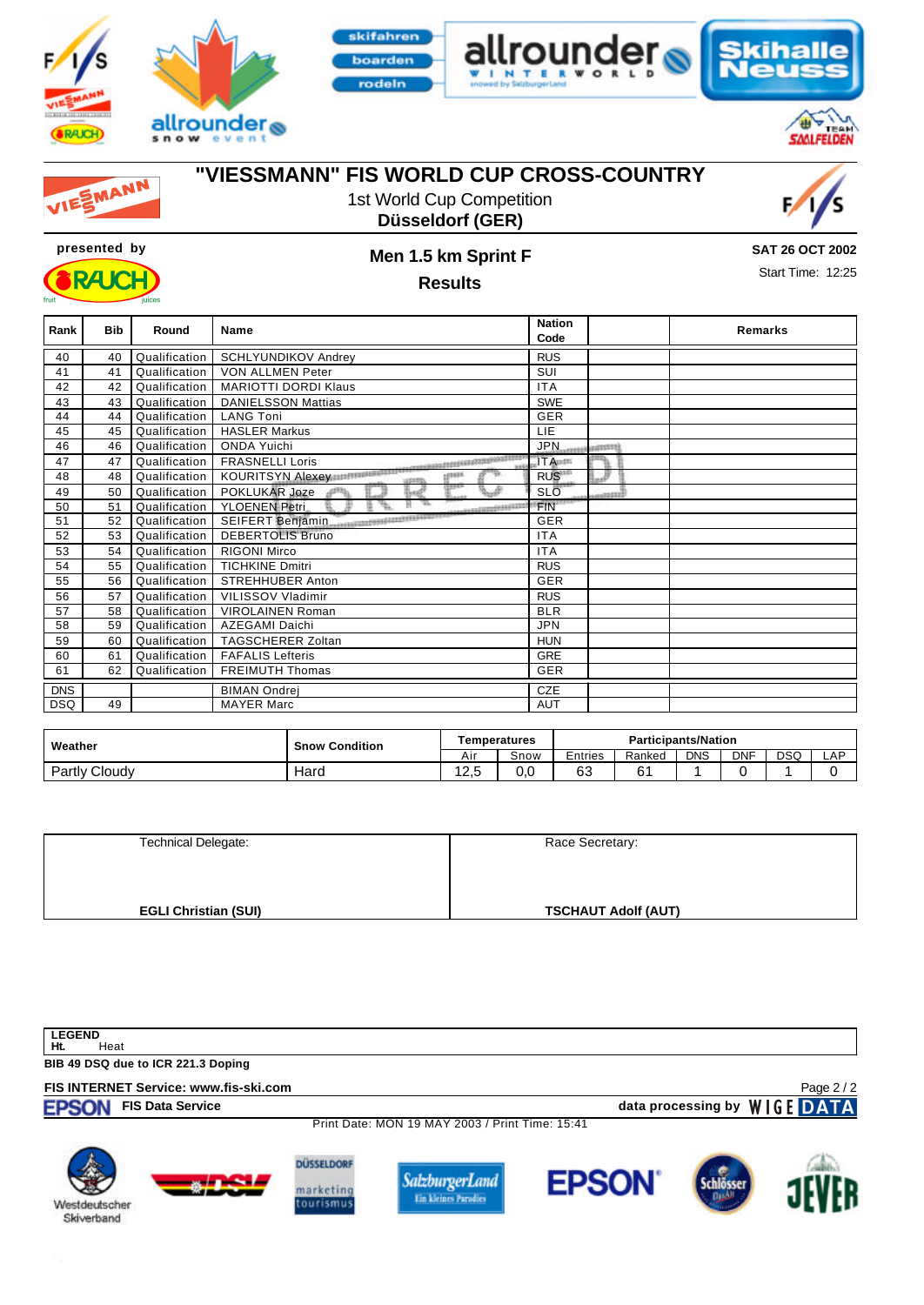# "VIESSMANN" FIS WORLD CUP CROSS-COUNTRY

1st World Cup Competition

**Düsseldorf (GER)**

presented by

## Men 1.5 km Sprint F

## Results

**SAT 26 OCT 2002**

Start Time: 12:25

| Rank | Bib | Round | Name | Nation Code | | Remarks |
|---|---|---|---|---|---|---|
| 40 | 40 | Qualification | SCHLYUNDIKOV Andrey | RUS | | |
| 41 | 41 | Qualification | VON ALLMEN Peter | SUI | | |
| 42 | 42 | Qualification | MARIOTTI DORDI Klaus | ITA | | |
| 43 | 43 | Qualification | DANIELSSON Mattias | SWE | | |
| 44 | 44 | Qualification | LANG Toni | GER | | |
| 45 | 45 | Qualification | HASLER Markus | LIE | | |
| 46 | 46 | Qualification | ONDA Yuichi | JPN | | |
| 47 | 47 | Qualification | FRASNELLI Loris | ITA | | |
| 48 | 48 | Qualification | KOURITSYN Alexey | RUS | | |
| 49 | 50 | Qualification | POKLUKAR Joze | SLO | | |
| 50 | 51 | Qualification | YLOENEN Petri | FIN | | |
| 51 | 52 | Qualification | SEIFERT Benjamin | GER | | |
| 52 | 53 | Qualification | DEBERTOLIS Bruno | ITA | | |
| 53 | 54 | Qualification | RIGONI Mirco | ITA | | |
| 54 | 55 | Qualification | TICHKINE Dmitri | RUS | | |
| 55 | 56 | Qualification | STREHHUBER Anton | GER | | |
| 56 | 57 | Qualification | VILISSOV Vladimir | RUS | | |
| 57 | 58 | Qualification | VIROLAINEN Roman | BLR | | |
| 58 | 59 | Qualification | AZEGAMI Daichi | JPN | | |
| 59 | 60 | Qualification | TAGSCHERER Zoltan | HUN | | |
| 60 | 61 | Qualification | FAFALIS Lefteris | GRE | | |
| 61 | 62 | Qualification | FREIMUTH Thomas | GER | | |
| DNS | | | BIMAN Ondrej | CZE | | |
| DSQ | 49 | | MAYER Marc | AUT | | |

CORRECTED

| Weather | Snow Condition | Temperatures | | Participants/Nation | | | | | |
|---|---|---|---|---|---|---|---|---|---|
| | | Air | Snow | Entries | Ranked | DNS | DNF | DSQ | LAP |
| Partly Cloudy | Hard | 12,5 | 0,0 | 63 | 61 | 1 | 0 | 1 | 0 |

| Technical Delegate: | Race Secretary: |
|---|---|
| **EGLI Christian (SUI)** | **TSCHAUT Adolf (AUT)** |

**LEGEND**

**Ht.** Heat

**BIB 49 DSQ due to ICR 221.3 Doping**

**FIS INTERNET Service: www.fis-ski.com**

EPSON **FIS Data Service**

**data processing by** WIGE DATA

Print Date: MON 19 MAY 2003 / Print Time: 15:41